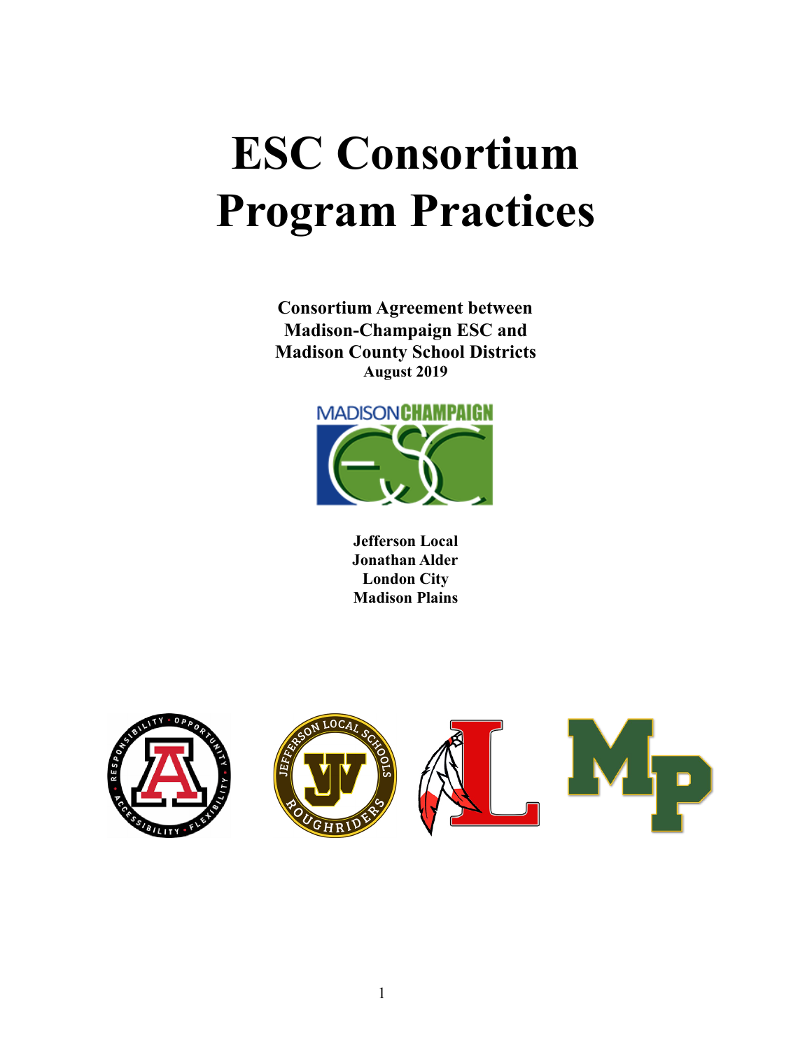# ESC Consortium Program Practices

**Consortium Agreement between Madison-Champaign ESC and Madison County School Districts**
**August 2019**

**Jefferson Local**
**Jonathan Alder**
**London City**
**Madison Plains**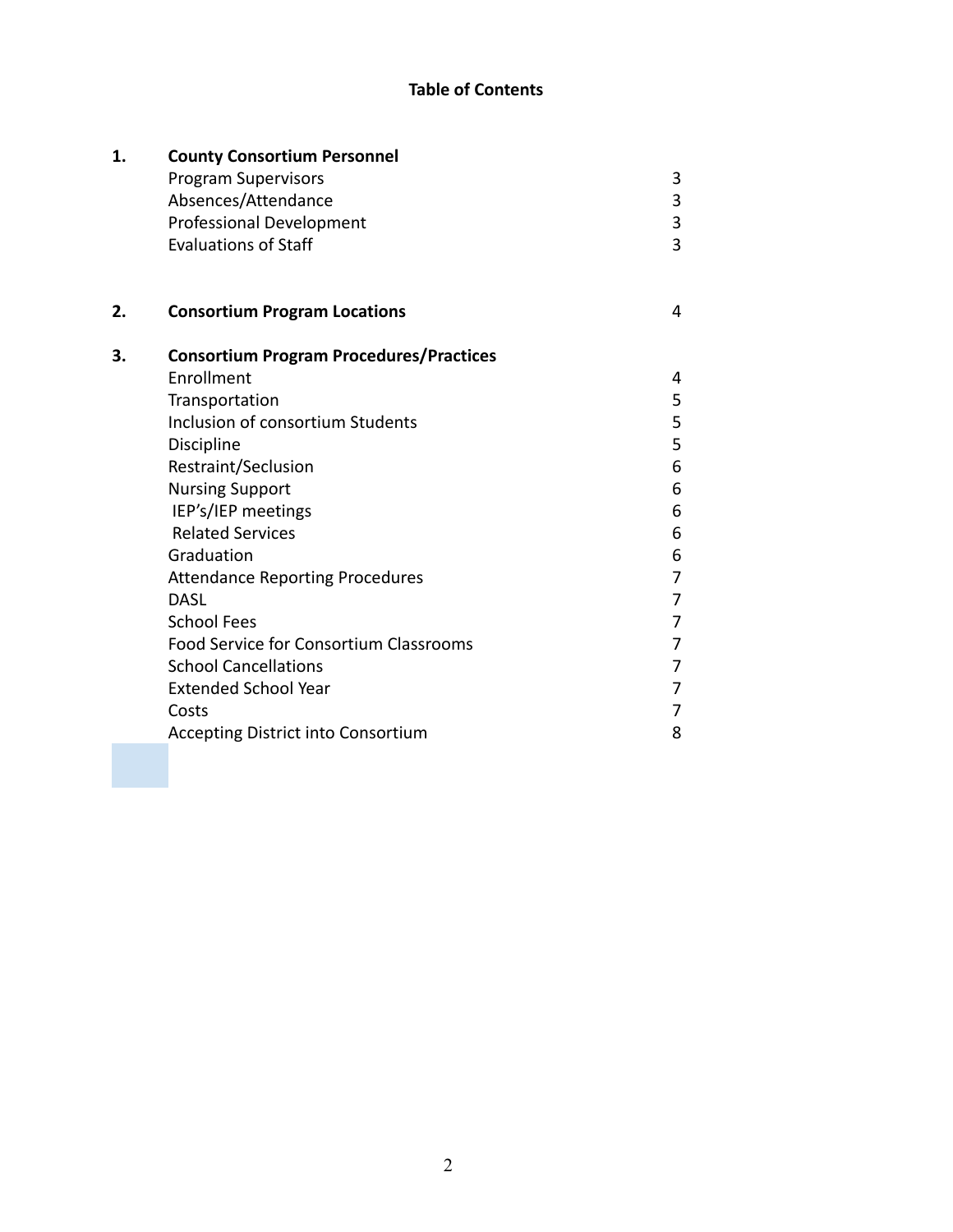# Table of Contents

| | | |
|---|---|---|
| **1.** | **County Consortium Personnel** | |
| | Program Supervisors | 3 |
| | Absences/Attendance | 3 |
| | Professional Development | 3 |
| | Evaluations of Staff | 3 |
| **2.** | **Consortium Program Locations** | 4 |
| **3.** | **Consortium Program Procedures/Practices** | |
| | Enrollment | 4 |
| | Transportation | 5 |
| | Inclusion of consortium Students | 5 |
| | Discipline | 5 |
| | Restraint/Seclusion | 6 |
| | Nursing Support | 6 |
| | IEP's/IEP meetings | 6 |
| | Related Services | 6 |
| | Graduation | 6 |
| | Attendance Reporting Procedures | 7 |
| | DASL | 7 |
| | School Fees | 7 |
| | Food Service for Consortium Classrooms | 7 |
| | School Cancellations | 7 |
| | Extended School Year | 7 |
| | Costs | 7 |
| | Accepting District into Consortium | 8 |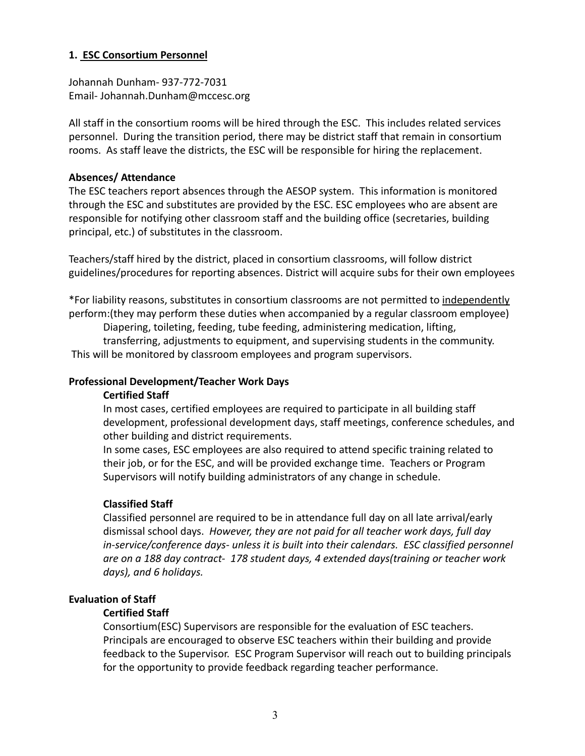## 1. ESC Consortium Personnel

Johannah Dunham- 937-772-7031
Email- Johannah.Dunham@mccesc.org

All staff in the consortium rooms will be hired through the ESC. This includes related services personnel. During the transition period, there may be district staff that remain in consortium rooms. As staff leave the districts, the ESC will be responsible for hiring the replacement.

### Absences/ Attendance

The ESC teachers report absences through the AESOP system. This information is monitored through the ESC and substitutes are provided by the ESC. ESC employees who are absent are responsible for notifying other classroom staff and the building office (secretaries, building principal, etc.) of substitutes in the classroom.

Teachers/staff hired by the district, placed in consortium classrooms, will follow district guidelines/procedures for reporting absences. District will acquire subs for their own employees

*For liability reasons, substitutes in consortium classrooms are not permitted to <u>independently</u> perform:(they may perform these duties when accompanied by a regular classroom employee)

> Diapering, toileting, feeding, tube feeding, administering medication, lifting, transferring, adjustments to equipment, and supervising students in the community.

This will be monitored by classroom employees and program supervisors.

### Professional Development/Teacher Work Days

#### Certified Staff

In most cases, certified employees are required to participate in all building staff development, professional development days, staff meetings, conference schedules, and other building and district requirements.

In some cases, ESC employees are also required to attend specific training related to their job, or for the ESC, and will be provided exchange time. Teachers or Program Supervisors will notify building administrators of any change in schedule.

#### Classified Staff

Classified personnel are required to be in attendance full day on all late arrival/early dismissal school days. *However, they are not paid for all teacher work days, full day in-service/conference days- unless it is built into their calendars. ESC classified personnel are on a 188 day contract- 178 student days, 4 extended days(training or teacher work days), and 6 holidays.*

### Evaluation of Staff

#### Certified Staff

Consortium(ESC) Supervisors are responsible for the evaluation of ESC teachers. Principals are encouraged to observe ESC teachers within their building and provide feedback to the Supervisor. ESC Program Supervisor will reach out to building principals for the opportunity to provide feedback regarding teacher performance.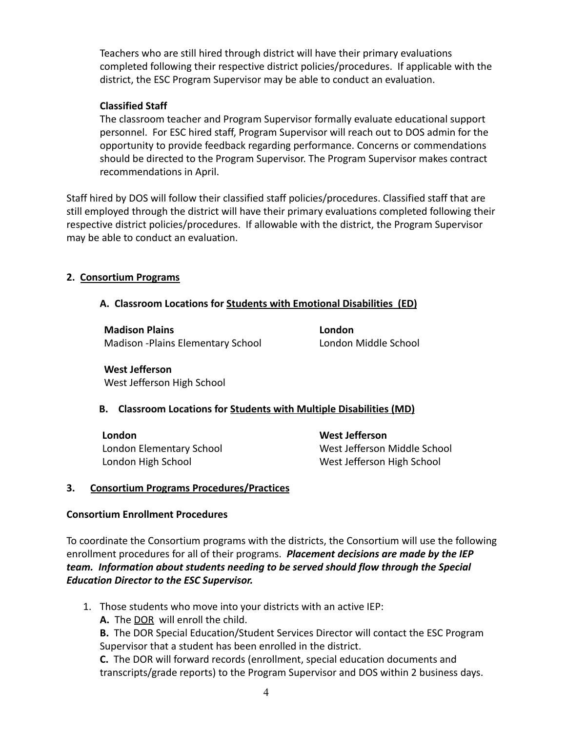Teachers who are still hired through district will have their primary evaluations completed following their respective district policies/procedures. If applicable with the district, the ESC Program Supervisor may be able to conduct an evaluation.

**Classified Staff**

The classroom teacher and Program Supervisor formally evaluate educational support personnel. For ESC hired staff, Program Supervisor will reach out to DOS admin for the opportunity to provide feedback regarding performance. Concerns or commendations should be directed to the Program Supervisor. The Program Supervisor makes contract recommendations in April.

Staff hired by DOS will follow their classified staff policies/procedures. Classified staff that are still employed through the district will have their primary evaluations completed following their respective district policies/procedures. If allowable with the district, the Program Supervisor may be able to conduct an evaluation.

## 2. Consortium Programs

### A. Classroom Locations for Students with Emotional Disabilities (ED)

**Madison Plains**
Madison -Plains Elementary School

**London**
London Middle School

**West Jefferson**
West Jefferson High School

### B. Classroom Locations for Students with Multiple Disabilities (MD)

**London**
London Elementary School
London High School

**West Jefferson**
West Jefferson Middle School
West Jefferson High School

## 3. Consortium Programs Procedures/Practices

**Consortium Enrollment Procedures**

To coordinate the Consortium programs with the districts, the Consortium will use the following enrollment procedures for all of their programs. ***Placement decisions are made by the IEP team. Information about students needing to be served should flow through the Special Education Director to the ESC Supervisor.***

1. Those students who move into your districts with an active IEP:
   **A.** The DOR will enroll the child.
   **B.** The DOR Special Education/Student Services Director will contact the ESC Program Supervisor that a student has been enrolled in the district.
   **C.** The DOR will forward records (enrollment, special education documents and transcripts/grade reports) to the Program Supervisor and DOS within 2 business days.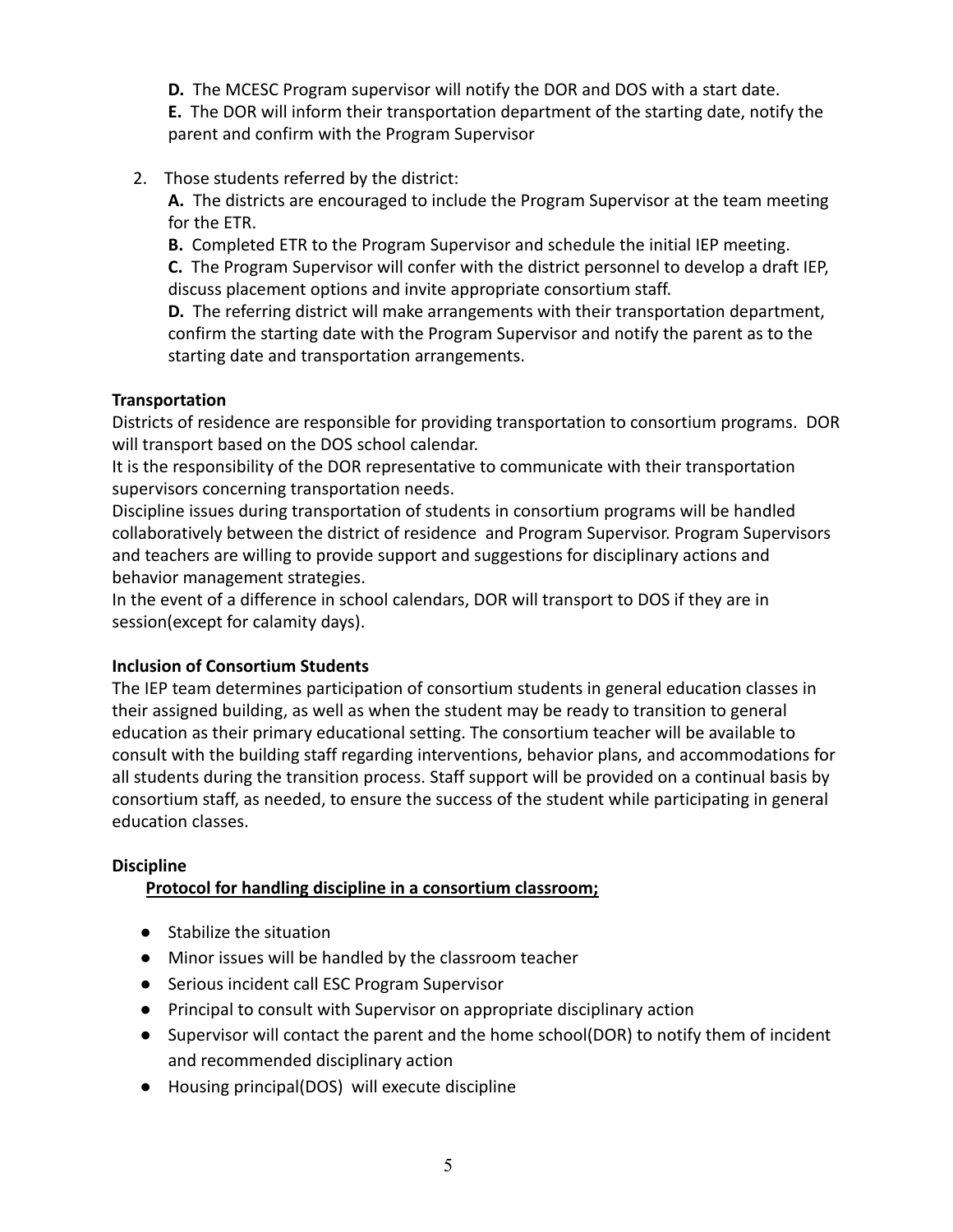**D.** The MCESC Program supervisor will notify the DOR and DOS with a start date.
**E.** The DOR will inform their transportation department of the starting date, notify the parent and confirm with the Program Supervisor

2. Those students referred by the district:
   **A.** The districts are encouraged to include the Program Supervisor at the team meeting for the ETR.
   **B.** Completed ETR to the Program Supervisor and schedule the initial IEP meeting.
   **C.** The Program Supervisor will confer with the district personnel to develop a draft IEP, discuss placement options and invite appropriate consortium staff.
   **D.** The referring district will make arrangements with their transportation department, confirm the starting date with the Program Supervisor and notify the parent as to the starting date and transportation arrangements.

**Transportation**

Districts of residence are responsible for providing transportation to consortium programs. DOR will transport based on the DOS school calendar.
It is the responsibility of the DOR representative to communicate with their transportation supervisors concerning transportation needs.
Discipline issues during transportation of students in consortium programs will be handled collaboratively between the district of residence and Program Supervisor. Program Supervisors and teachers are willing to provide support and suggestions for disciplinary actions and behavior management strategies.
In the event of a difference in school calendars, DOR will transport to DOS if they are in session(except for calamity days).

**Inclusion of Consortium Students**

The IEP team determines participation of consortium students in general education classes in their assigned building, as well as when the student may be ready to transition to general education as their primary educational setting. The consortium teacher will be available to consult with the building staff regarding interventions, behavior plans, and accommodations for all students during the transition process. Staff support will be provided on a continual basis by consortium staff, as needed, to ensure the success of the student while participating in general education classes.

**Discipline**

**Protocol for handling discipline in a consortium classroom;**

- Stabilize the situation
- Minor issues will be handled by the classroom teacher
- Serious incident call ESC Program Supervisor
- Principal to consult with Supervisor on appropriate disciplinary action
- Supervisor will contact the parent and the home school(DOR) to notify them of incident and recommended disciplinary action
- Housing principal(DOS) will execute discipline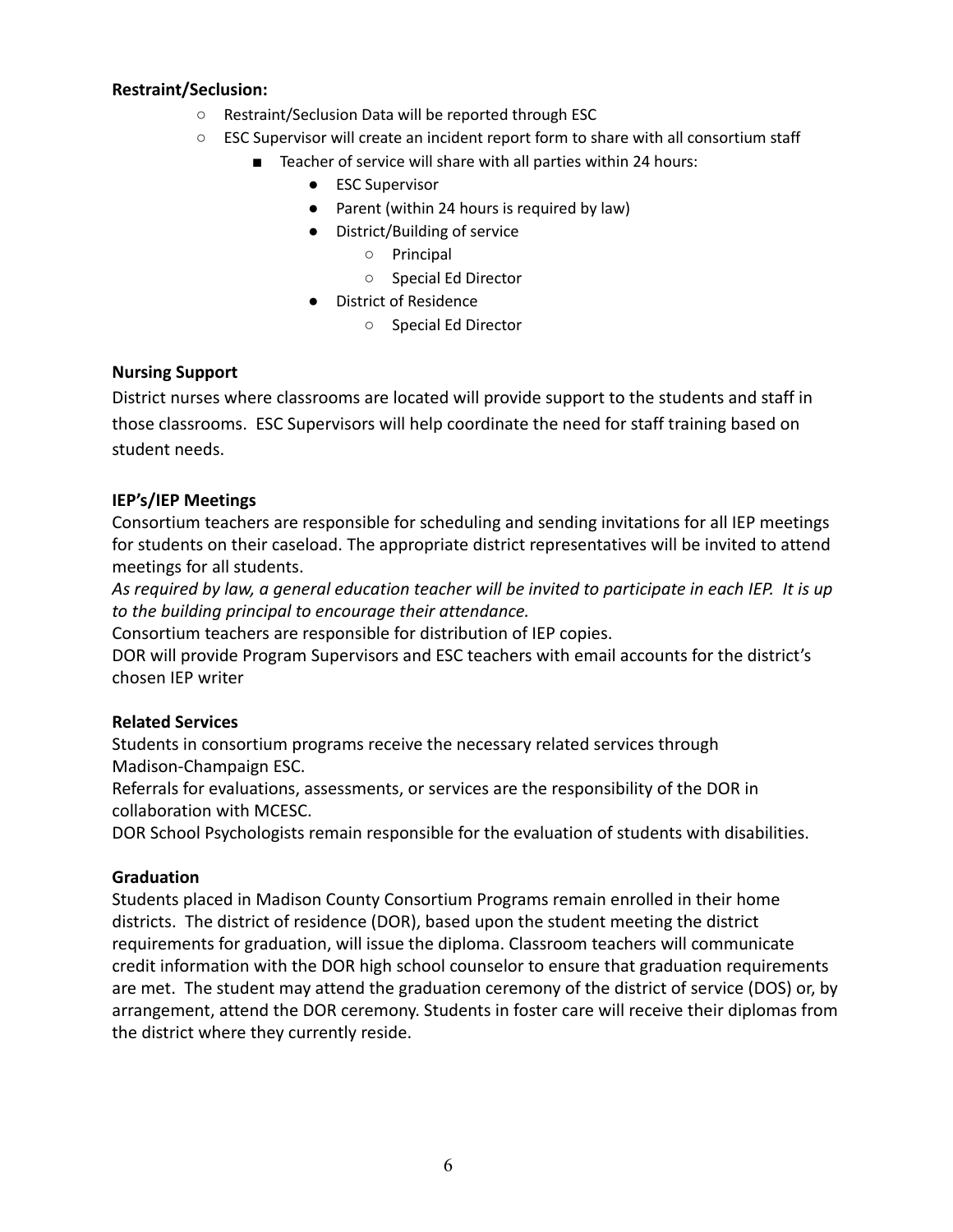**Restraint/Seclusion:**

- Restraint/Seclusion Data will be reported through ESC
- ESC Supervisor will create an incident report form to share with all consortium staff
  - Teacher of service will share with all parties within 24 hours:
    - ESC Supervisor
    - Parent (within 24 hours is required by law)
    - District/Building of service
      - Principal
      - Special Ed Director
    - District of Residence
      - Special Ed Director

**Nursing Support**

District nurses where classrooms are located will provide support to the students and staff in those classrooms. ESC Supervisors will help coordinate the need for staff training based on student needs.

**IEP's/IEP Meetings**

Consortium teachers are responsible for scheduling and sending invitations for all IEP meetings for students on their caseload. The appropriate district representatives will be invited to attend meetings for all students.

*As required by law, a general education teacher will be invited to participate in each IEP. It is up to the building principal to encourage their attendance.*

Consortium teachers are responsible for distribution of IEP copies.

DOR will provide Program Supervisors and ESC teachers with email accounts for the district's chosen IEP writer

**Related Services**

Students in consortium programs receive the necessary related services through Madison-Champaign ESC.

Referrals for evaluations, assessments, or services are the responsibility of the DOR in collaboration with MCESC.

DOR School Psychologists remain responsible for the evaluation of students with disabilities.

**Graduation**

Students placed in Madison County Consortium Programs remain enrolled in their home districts. The district of residence (DOR), based upon the student meeting the district requirements for graduation, will issue the diploma. Classroom teachers will communicate credit information with the DOR high school counselor to ensure that graduation requirements are met. The student may attend the graduation ceremony of the district of service (DOS) or, by arrangement, attend the DOR ceremony. Students in foster care will receive their diplomas from the district where they currently reside.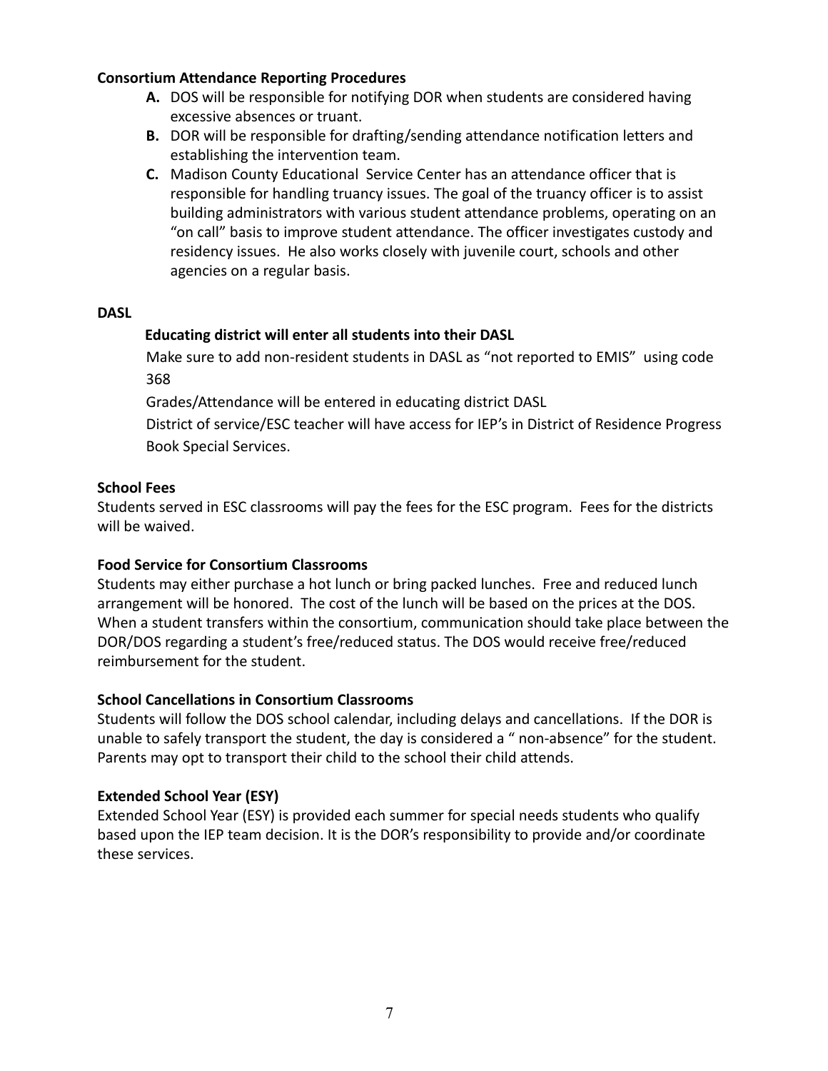**Consortium Attendance Reporting Procedures**

- **A.** DOS will be responsible for notifying DOR when students are considered having excessive absences or truant.
- **B.** DOR will be responsible for drafting/sending attendance notification letters and establishing the intervention team.
- **C.** Madison County Educational Service Center has an attendance officer that is responsible for handling truancy issues. The goal of the truancy officer is to assist building administrators with various student attendance problems, operating on an "on call" basis to improve student attendance. The officer investigates custody and residency issues. He also works closely with juvenile court, schools and other agencies on a regular basis.

**DASL**

**Educating district will enter all students into their DASL**

Make sure to add non-resident students in DASL as "not reported to EMIS" using code 368

Grades/Attendance will be entered in educating district DASL

District of service/ESC teacher will have access for IEP's in District of Residence Progress Book Special Services.

**School Fees**

Students served in ESC classrooms will pay the fees for the ESC program. Fees for the districts will be waived.

**Food Service for Consortium Classrooms**

Students may either purchase a hot lunch or bring packed lunches. Free and reduced lunch arrangement will be honored. The cost of the lunch will be based on the prices at the DOS. When a student transfers within the consortium, communication should take place between the DOR/DOS regarding a student's free/reduced status. The DOS would receive free/reduced reimbursement for the student.

**School Cancellations in Consortium Classrooms**

Students will follow the DOS school calendar, including delays and cancellations. If the DOR is unable to safely transport the student, the day is considered a " non-absence" for the student. Parents may opt to transport their child to the school their child attends.

**Extended School Year (ESY)**

Extended School Year (ESY) is provided each summer for special needs students who qualify based upon the IEP team decision. It is the DOR's responsibility to provide and/or coordinate these services.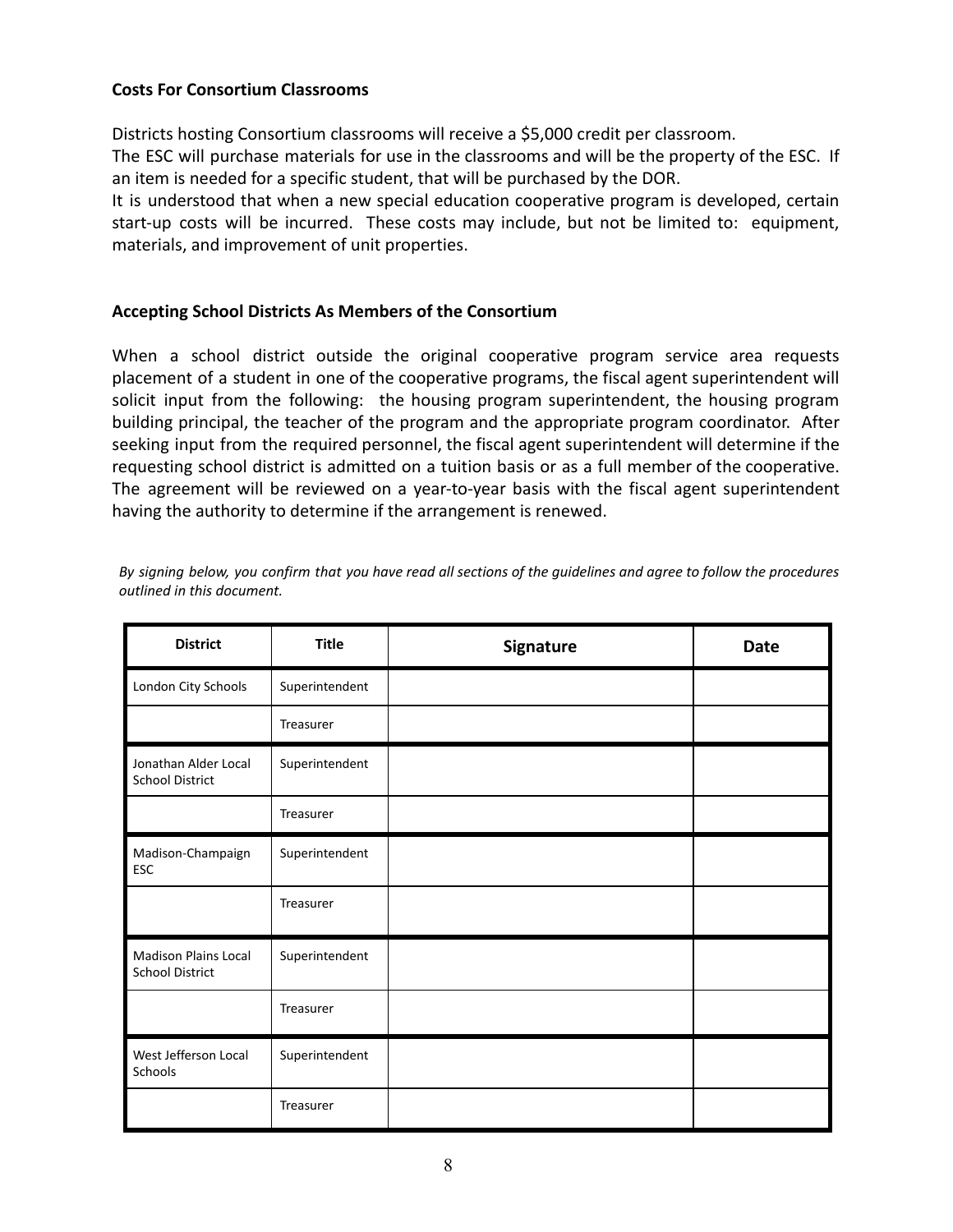### Costs For Consortium Classrooms

Districts hosting Consortium classrooms will receive a $5,000 credit per classroom.
The ESC will purchase materials for use in the classrooms and will be the property of the ESC. If an item is needed for a specific student, that will be purchased by the DOR.
It is understood that when a new special education cooperative program is developed, certain start-up costs will be incurred. These costs may include, but not be limited to: equipment, materials, and improvement of unit properties.

### Accepting School Districts As Members of the Consortium

When a school district outside the original cooperative program service area requests placement of a student in one of the cooperative programs, the fiscal agent superintendent will solicit input from the following: the housing program superintendent, the housing program building principal, the teacher of the program and the appropriate program coordinator. After seeking input from the required personnel, the fiscal agent superintendent will determine if the requesting school district is admitted on a tuition basis or as a full member of the cooperative. The agreement will be reviewed on a year-to-year basis with the fiscal agent superintendent having the authority to determine if the arrangement is renewed.

*By signing below, you confirm that you have read all sections of the guidelines and agree to follow the procedures outlined in this document.*

| District | Title | Signature | Date |
|---|---|---|---|
| London City Schools | Superintendent | | |
| | Treasurer | | |
| Jonathan Alder Local School District | Superintendent | | |
| | Treasurer | | |
| Madison-Champaign ESC | Superintendent | | |
| | Treasurer | | |
| Madison Plains Local School District | Superintendent | | |
| | Treasurer | | |
| West Jefferson Local Schools | Superintendent | | |
| | Treasurer | | |